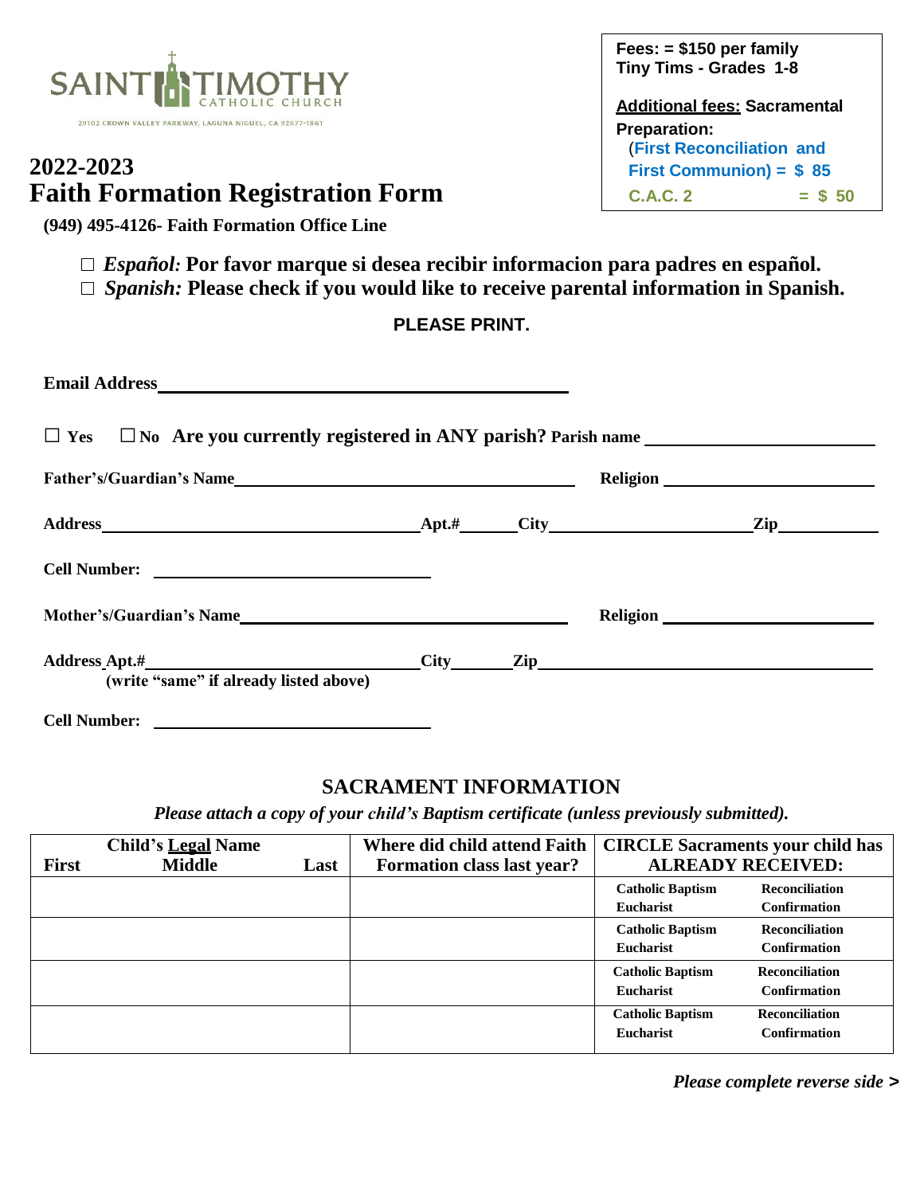SAINT TIMOTHY CATHOLIC CHURCH

29102 CROWN VALLEY PARKWAY, LAGUNA NIGUEL, CA 92677-1861

# 2022-2023
# Faith Formation Registration Form

**(949) 495-4126- Faith Formation Office Line**

**Fees: = $150 per family**
**Tiny Tims - Grades 1-8**

**Additional fees: Sacramental Preparation:**
**(First Reconciliation and First Communion) = $ 85**
**C.A.C. 2 = $ 50**

☐ ***Español:*** **Por favor marque si desea recibir informacion para padres en español.**
☐ ***Spanish:*** **Please check if you would like to receive parental information in Spanish.**

**PLEASE PRINT.**

**Email Address**\_\_\_\_\_\_\_\_\_\_\_\_\_\_\_\_\_\_\_\_\_\_\_\_\_\_\_\_\_\_\_\_\_\_\_\_\_\_\_\_\_\_

☐ **Yes** ☐ **No Are you currently registered in ANY parish? Parish name** \_\_\_\_\_\_\_\_\_\_\_\_\_\_\_\_\_\_\_\_\_\_\_\_\_\_

**Father's/Guardian's Name**\_\_\_\_\_\_\_\_\_\_\_\_\_\_\_\_\_\_\_\_\_\_\_\_\_\_\_\_\_\_\_\_\_\_\_\_ **Religion** \_\_\_\_\_\_\_\_\_\_\_\_\_\_\_\_\_\_\_\_\_\_\_\_

**Address**\_\_\_\_\_\_\_\_\_\_\_\_\_\_\_\_\_\_\_\_\_\_\_\_\_\_\_\_\_\_\_\_\_\_**Apt.#**\_\_\_\_\_\_**City**\_\_\_\_\_\_\_\_\_\_\_\_\_\_\_\_\_\_\_\_\_\_**Zip**\_\_\_\_\_\_\_\_\_\_\_\_

**Cell Number:** \_\_\_\_\_\_\_\_\_\_\_\_\_\_\_\_\_\_\_\_\_\_\_\_\_\_\_\_\_\_

**Mother's/Guardian's Name**\_\_\_\_\_\_\_\_\_\_\_\_\_\_\_\_\_\_\_\_\_\_\_\_\_\_\_\_\_\_\_\_\_\_\_\_ **Religion** \_\_\_\_\_\_\_\_\_\_\_\_\_\_\_\_\_\_\_\_\_\_\_\_

**Address Apt.#**\_\_\_\_\_\_\_\_\_\_\_\_\_\_\_\_\_\_\_\_\_\_\_\_\_\_\_\_\_\_**City**\_\_\_\_\_\_\_**Zip**\_\_\_\_\_\_\_\_\_\_\_\_\_\_\_\_\_\_\_\_\_\_\_\_\_\_\_\_\_\_\_\_\_\_\_\_
**(write "same" if already listed above)**

**Cell Number:** \_\_\_\_\_\_\_\_\_\_\_\_\_\_\_\_\_\_\_\_\_\_\_\_\_\_\_\_\_\_

## SACRAMENT INFORMATION

*Please attach a copy of your child's Baptism certificate (unless previously submitted).*

| Child's Legal Name<br>First Middle Last | Where did child attend Faith Formation class last year? | CIRCLE Sacraments your child has ALREADY RECEIVED: |
|---|---|---|
| | | Catholic Baptism Reconciliation<br>Eucharist Confirmation |
| | | Catholic Baptism Reconciliation<br>Eucharist Confirmation |
| | | Catholic Baptism Reconciliation<br>Eucharist Confirmation |
| | | Catholic Baptism Reconciliation<br>Eucharist Confirmation |

*Please complete reverse side* **>**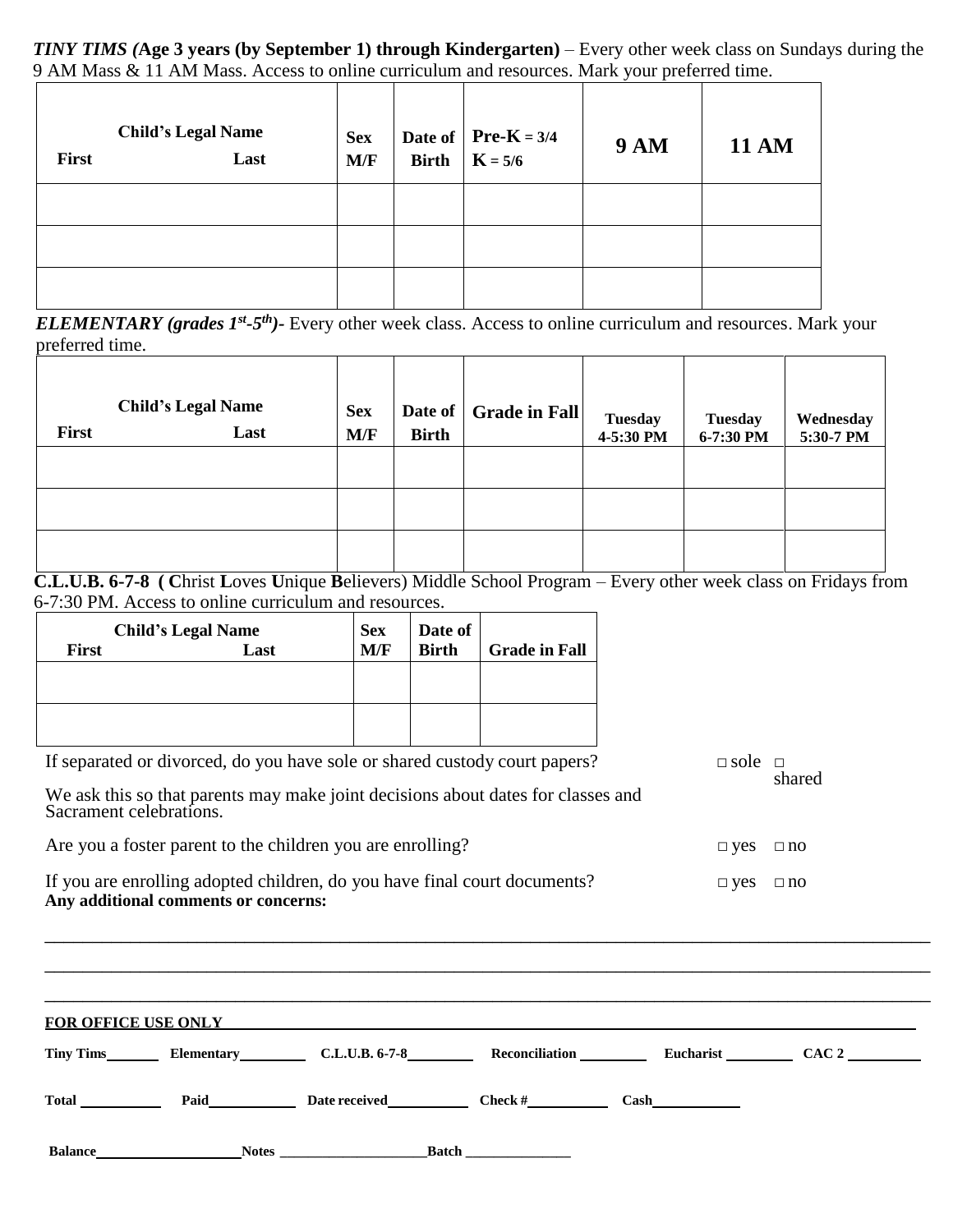***TINY TIMS (*Age 3 years (by September 1) through Kindergarten)** – Every other week class on Sundays during the 9 AM Mass & 11 AM Mass. Access to online curriculum and resources. Mark your preferred time.

| Child's Legal Name First Last | Sex M/F | Date of Birth | Pre-K = 3/4 K = 5/6 | 9 AM | 11 AM |
|---|---|---|---|---|---|
| | | | | | |
| | | | | | |
| | | | | | |

***ELEMENTARY (grades 1st-5th)***- Every other week class. Access to online curriculum and resources. Mark your preferred time.

| Child's Legal Name First Last | Sex M/F | Date of Birth | Grade in Fall | Tuesday 4-5:30 PM | Tuesday 6-7:30 PM | Wednesday 5:30-7 PM |
|---|---|---|---|---|---|---|
| | | | | | | |
| | | | | | | |
| | | | | | | |

**C.L.U.B. 6-7-8 ( C**hrist **L**oves **U**nique **B**elievers) Middle School Program – Every other week class on Fridays from 6-7:30 PM. Access to online curriculum and resources.

| Child's Legal Name First Last | Sex M/F | Date of Birth | Grade in Fall |
|---|---|---|---|
| | | | |
| | | | |

If separated or divorced, do you have sole or shared custody court papers? □ sole □ shared

We ask this so that parents may make joint decisions about dates for classes and Sacrament celebrations.

Are you a foster parent to the children you are enrolling? □ yes □ no

If you are enrolling adopted children, do you have final court documents? □ yes □ no

**Any additional comments or concerns:**

\_\_\_\_\_\_\_\_\_\_\_\_\_\_\_\_\_\_\_\_\_\_\_\_\_\_\_\_\_\_\_\_\_\_\_\_\_\_\_\_\_\_\_\_\_\_\_\_\_\_\_\_\_\_\_\_\_\_\_\_\_\_\_\_\_\_\_\_\_\_

\_\_\_\_\_\_\_\_\_\_\_\_\_\_\_\_\_\_\_\_\_\_\_\_\_\_\_\_\_\_\_\_\_\_\_\_\_\_\_\_\_\_\_\_\_\_\_\_\_\_\_\_\_\_\_\_\_\_\_\_\_\_\_\_\_\_\_\_\_\_

\_\_\_\_\_\_\_\_\_\_\_\_\_\_\_\_\_\_\_\_\_\_\_\_\_\_\_\_\_\_\_\_\_\_\_\_\_\_\_\_\_\_\_\_\_\_\_\_\_\_\_\_\_\_\_\_\_\_\_\_\_\_\_\_\_\_\_\_\_\_

**FOR OFFICE USE ONLY**

**Tiny Tims**\_\_\_\_\_\_\_ **Elementary**\_\_\_\_\_\_\_\_\_ **C.L.U.B. 6-7-8**\_\_\_\_\_\_\_\_\_ **Reconciliation** \_\_\_\_\_\_\_\_\_ **Eucharist** \_\_\_\_\_\_\_\_\_ **CAC 2** \_\_\_\_\_\_\_\_\_\_

**Total** \_\_\_\_\_\_\_\_\_\_\_ **Paid**\_\_\_\_\_\_\_\_\_\_\_\_ **Date received**\_\_\_\_\_\_\_\_\_\_\_ **Check #**\_\_\_\_\_\_\_\_\_\_\_ **Cash**\_\_\_\_\_\_\_\_\_\_\_\_

**Balance**\_\_\_\_\_\_\_\_\_\_\_\_\_\_\_\_\_\_\_\_\_**Notes** \_\_\_\_\_\_\_\_\_\_\_\_\_\_\_\_\_\_\_\_\_**Batch** \_\_\_\_\_\_\_\_\_\_\_\_\_\_\_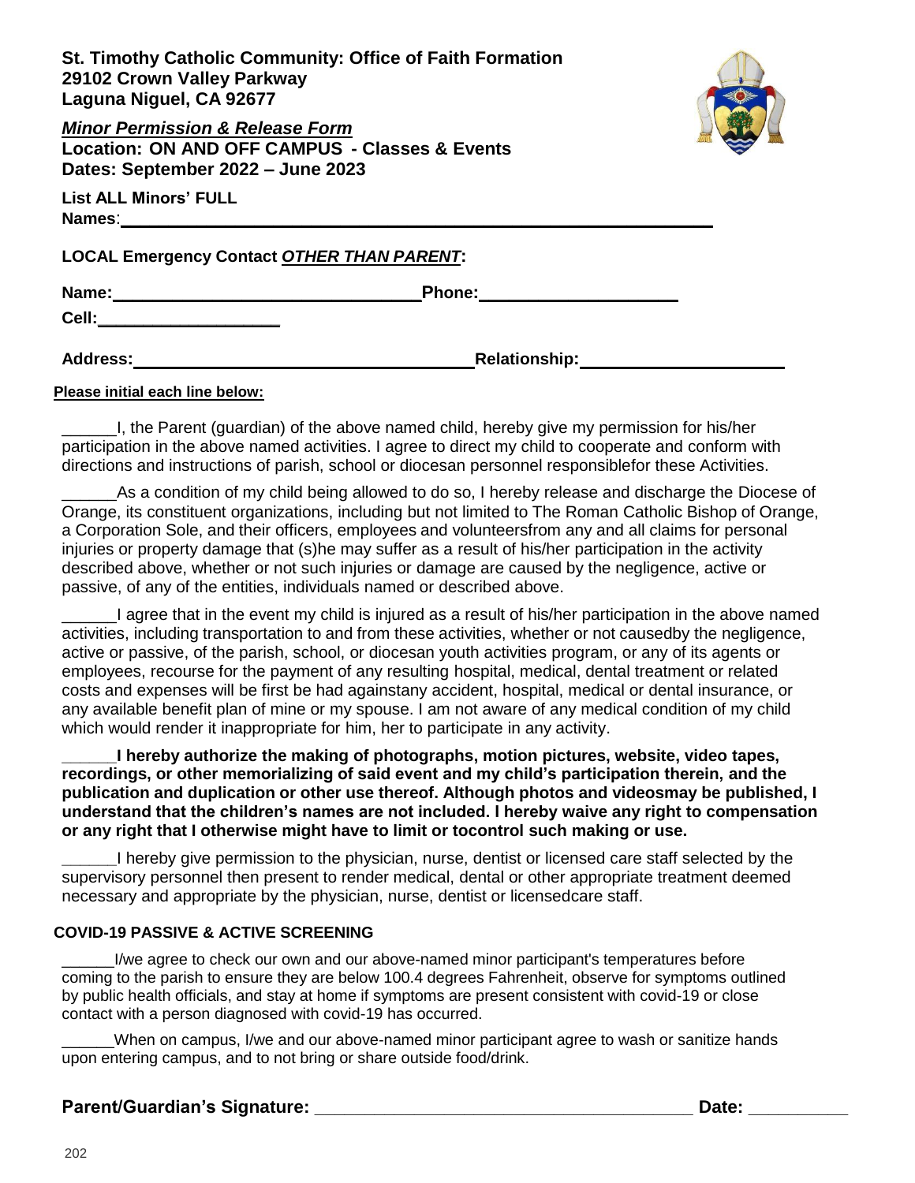**St. Timothy Catholic Community: Office of Faith Formation**
**29102 Crown Valley Parkway**
**Laguna Niguel, CA 92677**

***Minor Permission & Release Form***
**Location: ON AND OFF CAMPUS - Classes & Events**
**Dates: September 2022 – June 2023**

**List ALL Minors' FULL Names**:\_\_\_\_\_\_\_\_\_\_\_\_\_\_\_\_\_\_\_\_\_\_\_\_\_\_\_\_\_\_\_\_\_\_\_\_\_\_\_\_\_\_\_\_\_\_\_\_\_\_\_\_\_\_\_\_

**LOCAL Emergency Contact *OTHER THAN PARENT*:**

**Name:**\_\_\_\_\_\_\_\_\_\_\_\_\_\_\_\_\_\_\_\_\_\_\_\_\_\_\_\_\_\_\_\_ **Phone:**\_\_\_\_\_\_\_\_\_\_\_\_\_\_\_\_\_\_\_\_

**Cell:**\_\_\_\_\_\_\_\_\_\_\_\_\_\_\_\_\_\_\_\_

**Address:**\_\_\_\_\_\_\_\_\_\_\_\_\_\_\_\_\_\_\_\_\_\_\_\_\_\_\_\_\_\_\_\_\_\_\_\_ **Relationship:**\_\_\_\_\_\_\_\_\_\_\_\_\_\_\_\_\_\_\_\_\_\_

**Please initial each line below:**

\_\_\_\_\_\_I, the Parent (guardian) of the above named child, hereby give my permission for his/her participation in the above named activities. I agree to direct my child to cooperate and conform with directions and instructions of parish, school or diocesan personnel responsiblefor these Activities.

\_\_\_\_\_\_As a condition of my child being allowed to do so, I hereby release and discharge the Diocese of Orange, its constituent organizations, including but not limited to The Roman Catholic Bishop of Orange, a Corporation Sole, and their officers, employees and volunteersfrom any and all claims for personal injuries or property damage that (s)he may suffer as a result of his/her participation in the activity described above, whether or not such injuries or damage are caused by the negligence, active or passive, of any of the entities, individuals named or described above.

\_\_\_\_\_\_I agree that in the event my child is injured as a result of his/her participation in the above named activities, including transportation to and from these activities, whether or not causedby the negligence, active or passive, of the parish, school, or diocesan youth activities program, or any of its agents or employees, recourse for the payment of any resulting hospital, medical, dental treatment or related costs and expenses will be first be had againstany accident, hospital, medical or dental insurance, or any available benefit plan of mine or my spouse. I am not aware of any medical condition of my child which would render it inappropriate for him, her to participate in any activity.

**\_\_\_\_\_\_I hereby authorize the making of photographs, motion pictures, website, video tapes, recordings, or other memorializing of said event and my child's participation therein, and the publication and duplication or other use thereof. Although photos and videosmay be published, I understand that the children's names are not included. I hereby waive any right to compensation or any right that I otherwise might have to limit or tocontrol such making or use.**

\_\_\_\_\_\_I hereby give permission to the physician, nurse, dentist or licensed care staff selected by the supervisory personnel then present to render medical, dental or other appropriate treatment deemed necessary and appropriate by the physician, nurse, dentist or licensedcare staff.

**COVID-19 PASSIVE & ACTIVE SCREENING**

\_\_\_\_\_\_I/we agree to check our own and our above-named minor participant's temperatures before coming to the parish to ensure they are below 100.4 degrees Fahrenheit, observe for symptoms outlined by public health officials, and stay at home if symptoms are present consistent with covid-19 or close contact with a person diagnosed with covid-19 has occurred.

\_\_\_\_\_\_When on campus, I/we and our above-named minor participant agree to wash or sanitize hands upon entering campus, and to not bring or share outside food/drink.

**Parent/Guardian's Signature: \_\_\_\_\_\_\_\_\_\_\_\_\_\_\_\_\_\_\_\_\_\_\_\_\_\_\_\_\_\_\_\_\_\_\_\_\_\_\_ Date: \_\_\_\_\_\_\_\_\_\_**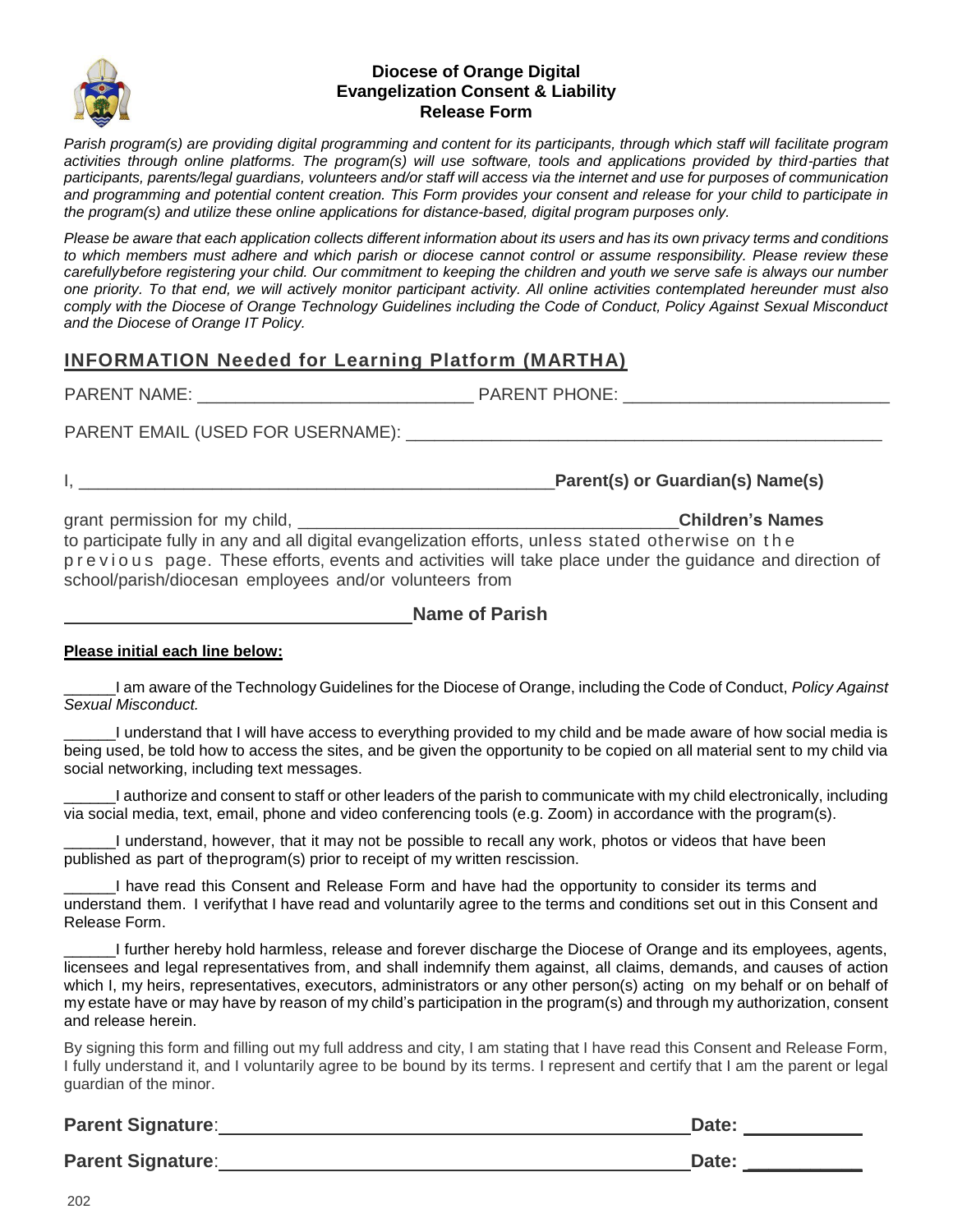# Diocese of Orange Digital Evangelization Consent & Liability Release Form

*Parish program(s) are providing digital programming and content for its participants, through which staff will facilitate program activities through online platforms. The program(s) will use software, tools and applications provided by third-parties that participants, parents/legal guardians, volunteers and/or staff will access via the internet and use for purposes of communication and programming and potential content creation. This Form provides your consent and release for your child to participate in the program(s) and utilize these online applications for distance-based, digital program purposes only.*

*Please be aware that each application collects different information about its users and has its own privacy terms and conditions to which members must adhere and which parish or diocese cannot control or assume responsibility. Please review these carefullybefore registering your child. Our commitment to keeping the children and youth we serve safe is always our number one priority. To that end, we will actively monitor participant activity. All online activities contemplated hereunder must also comply with the Diocese of Orange Technology Guidelines including the Code of Conduct, Policy Against Sexual Misconduct and the Diocese of Orange IT Policy.*

## INFORMATION Needed for Learning Platform (MARTHA)

PARENT NAME: ____________________________ PARENT PHONE: ____________________________

PARENT EMAIL (USED FOR USERNAME): _______________________________________________

I, _______________________________________________ **Parent(s) or Guardian(s) Name(s)**

grant permission for my child, ____________________________________ **Children's Names**
to participate fully in any and all digital evangelization efforts, unless stated otherwise on the previous page. These efforts, events and activities will take place under the guidance and direction of school/parish/diocesan employees and/or volunteers from

___________________________________ **Name of Parish**

**Please initial each line below:**

______I am aware of the Technology Guidelines for the Diocese of Orange, including the Code of Conduct, *Policy Against Sexual Misconduct.*

______I understand that I will have access to everything provided to my child and be made aware of how social media is being used, be told how to access the sites, and be given the opportunity to be copied on all material sent to my child via social networking, including text messages.

______I authorize and consent to staff or other leaders of the parish to communicate with my child electronically, including via social media, text, email, phone and video conferencing tools (e.g. Zoom) in accordance with the program(s).

______I understand, however, that it may not be possible to recall any work, photos or videos that have been published as part of theprogram(s) prior to receipt of my written rescission.

______I have read this Consent and Release Form and have had the opportunity to consider its terms and understand them. I verifythat I have read and voluntarily agree to the terms and conditions set out in this Consent and Release Form.

______I further hereby hold harmless, release and forever discharge the Diocese of Orange and its employees, agents, licensees and legal representatives from, and shall indemnify them against, all claims, demands, and causes of action which I, my heirs, representatives, executors, administrators or any other person(s) acting on my behalf or on behalf of my estate have or may have by reason of my child's participation in the program(s) and through my authorization, consent and release herein.

By signing this form and filling out my full address and city, I am stating that I have read this Consent and Release Form, I fully understand it, and I voluntarily agree to be bound by its terms. I represent and certify that I am the parent or legal guardian of the minor.

**Parent Signature**: _______________________________________________ **Date:** ___________

**Parent Signature**: _______________________________________________ **Date:** ___________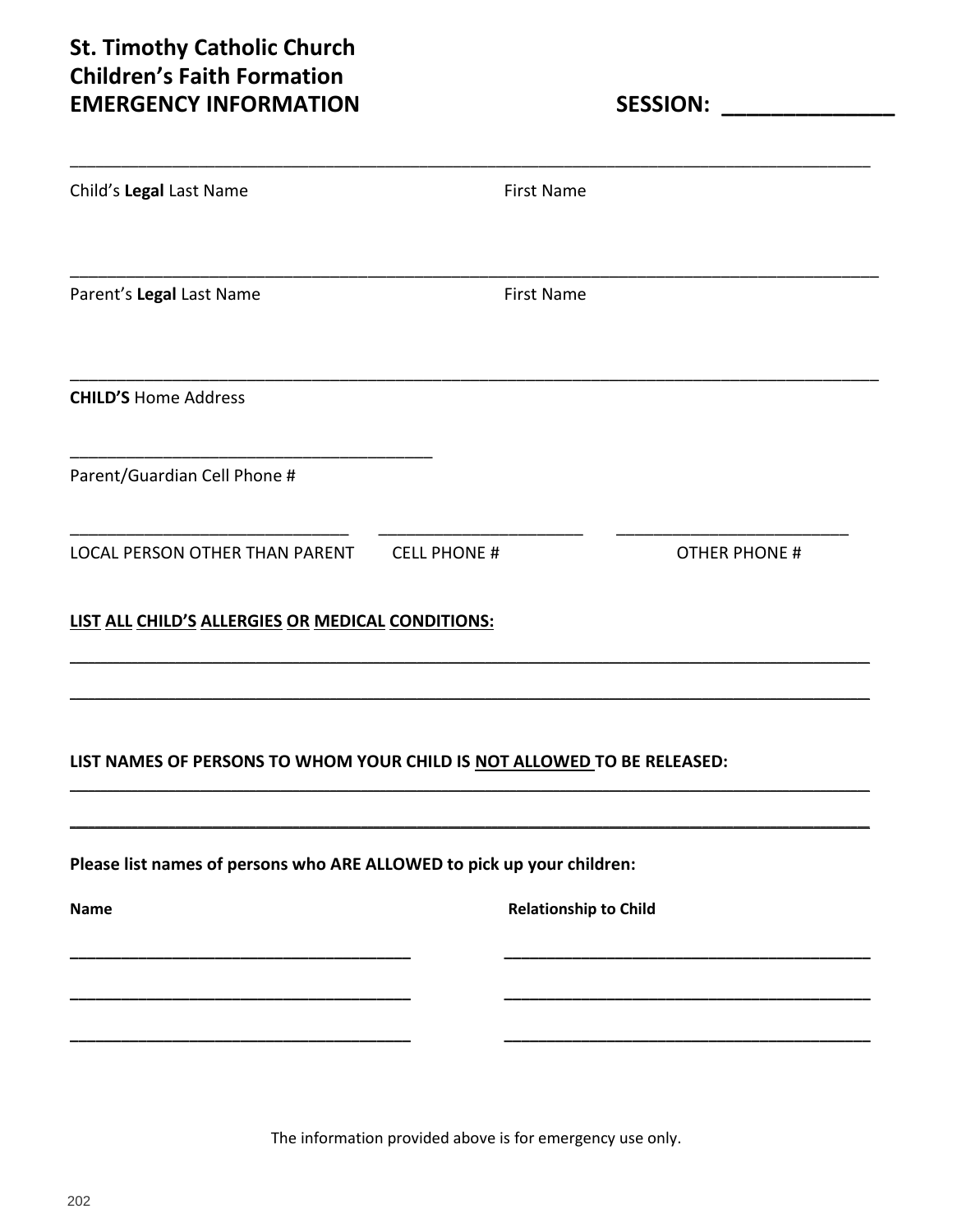**St. Timothy Catholic Church**
**Children's Faith Formation**
**EMERGENCY INFORMATION** **SESSION: _____________**

_______________________________________________________________________________

Child's **Legal** Last Name First Name

_______________________________________________________________________________

Parent's **Legal** Last Name First Name

_______________________________________________________________________________

**CHILD'S** Home Address

________________________________________

Parent/Guardian Cell Phone #

______________________________ ______________________ ________________________

LOCAL PERSON OTHER THAN PARENT CELL PHONE # OTHER PHONE #

**LIST ALL CHILD'S ALLERGIES OR MEDICAL CONDITIONS:**

_______________________________________________________________________________

_______________________________________________________________________________

**LIST NAMES OF PERSONS TO WHOM YOUR CHILD IS NOT ALLOWED TO BE RELEASED:**

_______________________________________________________________________________

_______________________________________________________________________________

**Please list names of persons who ARE ALLOWED to pick up your children:**

| **Name** | **Relationship to Child** |
|---|---|
| ____________________________________ | ________________________________________ |
| ____________________________________ | ________________________________________ |
| ____________________________________ | ________________________________________ |

The information provided above is for emergency use only.